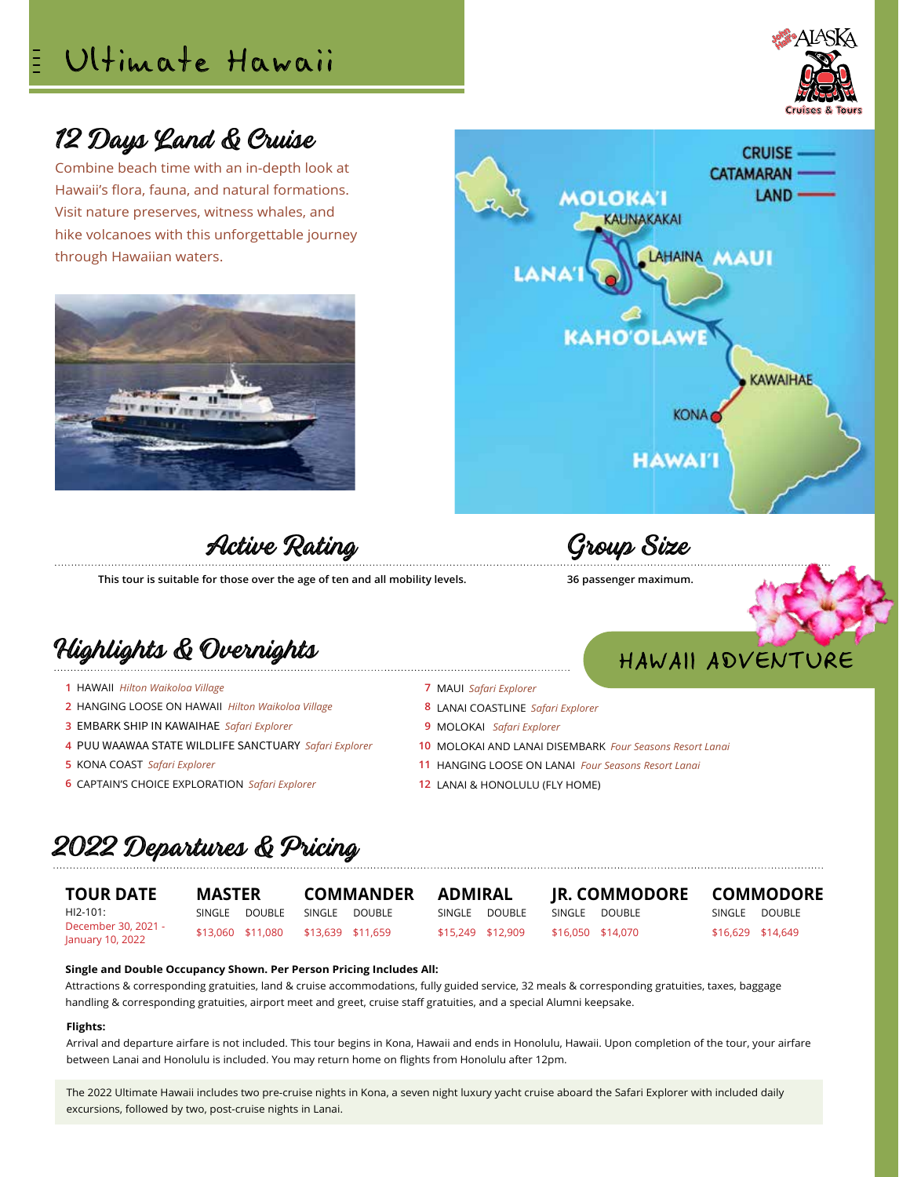# Ultimate Hawaii

## 12 Days Land & Cruise

Combine beach time with an in-depth look at Hawaii's flora, fauna, and natural formations. Visit nature preserves, witness whales, and hike volcanoes with this unforgettable journey through Hawaiian waters.

## Active Rating

This tour is suitable for those over the age of ten and all mobility levels.

## Group Size

36 passenger maximum.

## Highlights & Overnights

**HAWAII ADVENTURE**

1. HAWAII *Hilton Waikoloa Village*
2. HANGING LOOSE ON HAWAII *Hilton Waikoloa Village*
3. EMBARK SHIP IN KAWAIHAE *Safari Explorer*
4. PUU WAAWAA STATE WILDLIFE SANCTUARY *Safari Explorer*
5. KONA COAST *Safari Explorer*
6. CAPTAIN'S CHOICE EXPLORATION *Safari Explorer*
7. MAUI *Safari Explorer*
8. LANAI COASTLINE *Safari Explorer*
9. MOLOKAI *Safari Explorer*
10. MOLOKAI AND LANAI DISEMBARK *Four Seasons Resort Lanai*
11. HANGING LOOSE ON LANAI *Four Seasons Resort Lanai*
12. LANAI & HONOLULU (FLY HOME)

## 2022 Departures & Pricing

| TOUR DATE | MASTER | | COMMANDER | | ADMIRAL | | JR. COMMODORE | | COMMODORE | |
|---|---|---|---|---|---|---|---|---|---|---|
| | SINGLE | DOUBLE | SINGLE | DOUBLE | SINGLE | DOUBLE | SINGLE | DOUBLE | SINGLE | DOUBLE |
| HI2-101: December 30, 2021 - January 10, 2022 | $13,060 | $11,080 | $13,639 | $11,659 | $15,249 | $12,909 | $16,050 | $14,070 | $16,629 | $14,649 |

**Single and Double Occupancy Shown. Per Person Pricing Includes All:**

Attractions & corresponding gratuities, land & cruise accommodations, fully guided service, 32 meals & corresponding gratuities, taxes, baggage handling & corresponding gratuities, airport meet and greet, cruise staff gratuities, and a special Alumni keepsake.

**Flights:**

Arrival and departure airfare is not included. This tour begins in Kona, Hawaii and ends in Honolulu, Hawaii. Upon completion of the tour, your airfare between Lanai and Honolulu is included. You may return home on flights from Honolulu after 12pm.

The 2022 Ultimate Hawaii includes two pre-cruise nights in Kona, a seven night luxury yacht cruise aboard the Safari Explorer with included daily excursions, followed by two, post-cruise nights in Lanai.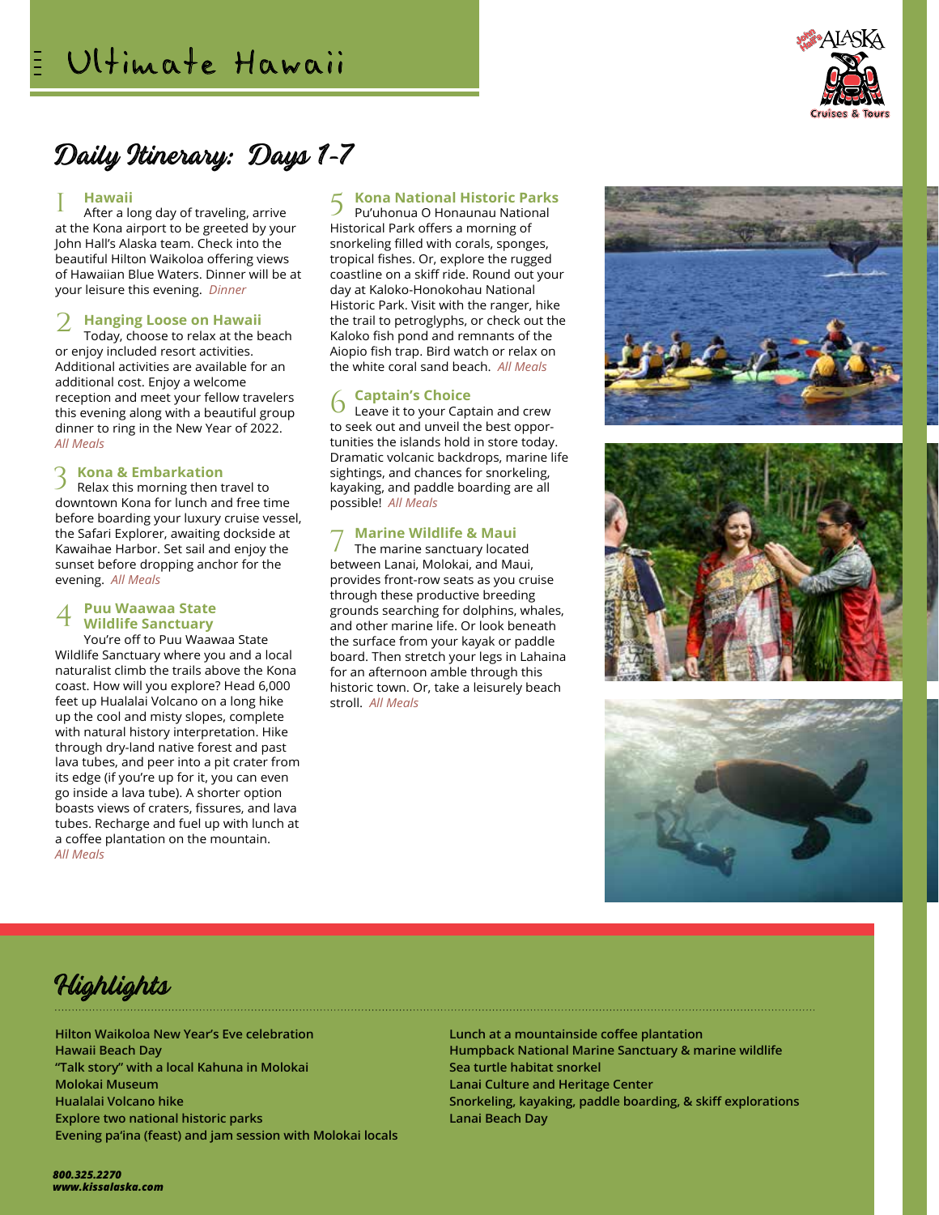# Ultimate Hawaii

## Daily Itinerary: Days 1-7

### 1 Hawaii

After a long day of traveling, arrive at the Kona airport to be greeted by your John Hall's Alaska team. Check into the beautiful Hilton Waikoloa offering views of Hawaiian Blue Waters. Dinner will be at your leisure this evening. *Dinner*

### 2 Hanging Loose on Hawaii

Today, choose to relax at the beach or enjoy included resort activities. Additional activities are available for an additional cost. Enjoy a welcome reception and meet your fellow travelers this evening along with a beautiful group dinner to ring in the New Year of 2022. *All Meals*

### 3 Kona & Embarkation

Relax this morning then travel to downtown Kona for lunch and free time before boarding your luxury cruise vessel, the Safari Explorer, awaiting dockside at Kawaihae Harbor. Set sail and enjoy the sunset before dropping anchor for the evening. *All Meals*

### 4 Puu Waawaa State Wildlife Sanctuary

You're off to Puu Waawaa State Wildlife Sanctuary where you and a local naturalist climb the trails above the Kona coast. How will you explore? Head 6,000 feet up Hualalai Volcano on a long hike up the cool and misty slopes, complete with natural history interpretation. Hike through dry-land native forest and past lava tubes, and peer into a pit crater from its edge (if you're up for it, you can even go inside a lava tube). A shorter option boasts views of craters, fissures, and lava tubes. Recharge and fuel up with lunch at a coffee plantation on the mountain. *All Meals*

### 5 Kona National Historic Parks

Pu'uhonua O Honaunau National Historical Park offers a morning of snorkeling filled with corals, sponges, tropical fishes. Or, explore the rugged coastline on a skiff ride. Round out your day at Kaloko-Honokohau National Historic Park. Visit with the ranger, hike the trail to petroglyphs, or check out the Kaloko fish pond and remnants of the Aiopio fish trap. Bird watch or relax on the white coral sand beach. *All Meals*

### 6 Captain's Choice

Leave it to your Captain and crew to seek out and unveil the best opportunities the islands hold in store today. Dramatic volcanic backdrops, marine life sightings, and chances for snorkeling, kayaking, and paddle boarding are all possible! *All Meals*

### 7 Marine Wildlife & Maui

The marine sanctuary located between Lanai, Molokai, and Maui, provides front-row seats as you cruise through these productive breeding grounds searching for dolphins, whales, and other marine life. Or look beneath the surface from your kayak or paddle board. Then stretch your legs in Lahaina for an afternoon amble through this historic town. Or, take a leisurely beach stroll. *All Meals*

## Highlights

- **Hilton Waikoloa New Year's Eve celebration**
- **Hawaii Beach Day**
- **"Talk story" with a local Kahuna in Molokai**
- **Molokai Museum**
- **Hualalai Volcano hike**
- **Explore two national historic parks**
- **Evening pa'ina (feast) and jam session with Molokai locals**
- **Lunch at a mountainside coffee plantation**
- **Humpback National Marine Sanctuary & marine wildlife**
- **Sea turtle habitat snorkel**
- **Lanai Culture and Heritage Center**
- **Snorkeling, kayaking, paddle boarding, & skiff explorations**
- **Lanai Beach Day**

***800.325.2270***
***www.kissalaska.com***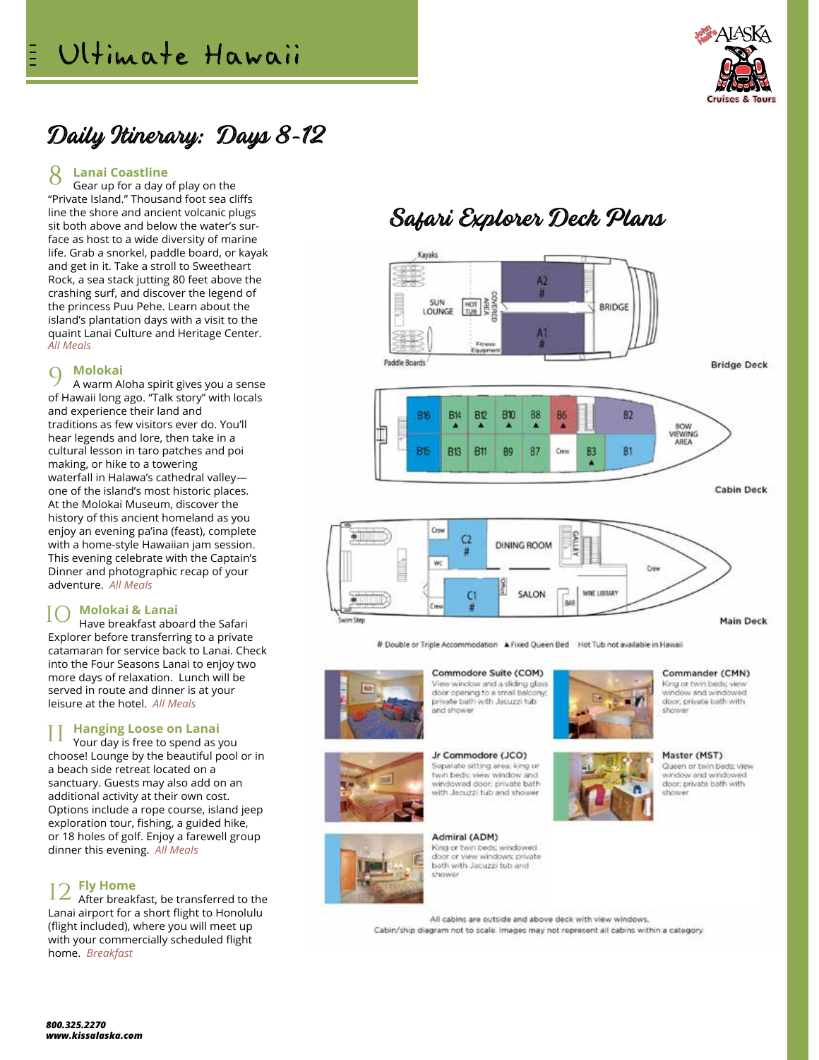# Ultimate Hawaii

## Daily Itinerary: Days 8-12

### 8 Lanai Coastline

Gear up for a day of play on the "Private Island." Thousand foot sea cliffs line the shore and ancient volcanic plugs sit both above and below the water's surface as host to a wide diversity of marine life. Grab a snorkel, paddle board, or kayak and get in it. Take a stroll to Sweetheart Rock, a sea stack jutting 80 feet above the crashing surf, and discover the legend of the princess Puu Pehe. Learn about the island's plantation days with a visit to the quaint Lanai Culture and Heritage Center. *All Meals*

### 9 Molokai

A warm Aloha spirit gives you a sense of Hawaii long ago. "Talk story" with locals and experience their land and traditions as few visitors ever do. You'll hear legends and lore, then take in a cultural lesson in taro patches and poi making, or hike to a towering waterfall in Halawa's cathedral valley—one of the island's most historic places. At the Molokai Museum, discover the history of this ancient homeland as you enjoy an evening pa'ina (feast), complete with a home-style Hawaiian jam session. This evening celebrate with the Captain's Dinner and photographic recap of your adventure. *All Meals*

### 10 Molokai & Lanai

Have breakfast aboard the Safari Explorer before transferring to a private catamaran for service back to Lanai. Check into the Four Seasons Lanai to enjoy two more days of relaxation. Lunch will be served in route and dinner is at your leisure at the hotel. *All Meals*

### 11 Hanging Loose on Lanai

Your day is free to spend as you choose! Lounge by the beautiful pool or in a beach side retreat located on a sanctuary. Guests may also add on an additional activity at their own cost. Options include a rope course, island jeep exploration tour, fishing, a guided hike, or 18 holes of golf. Enjoy a farewell group dinner this evening. *All Meals*

### 12 Fly Home

After breakfast, be transferred to the Lanai airport for a short flight to Honolulu (flight included), where you will meet up with your commercially scheduled flight home. *Breakfast*

## Safari Explorer Deck Plans

**Bridge Deck**: Kayaks, Sun Lounge, Hot Tub, Covered Area, Fitness Equipment, Paddle Boards, A2 #, A1 #, Bridge

**Cabin Deck**: B16, B14 ▲, B12 ▲, B10 ▲, B8 ▲, B6 ▲, B2, B15, B13, B11, B9, B7, Crew, B3 ▲, B1, Bow Viewing Area

**Main Deck**: Crew, C2 #, WC, Crew, C1 #, Dining Room, Galley, Salon, Bar, Wine Library, Crew, Swim Step

\# Double or Triple Accommodation ▲ Fixed Queen Bed Hot Tub not available in Hawaii

**Commodore Suite (COM)**
View window and a sliding glass door opening to a small balcony; private bath with Jacuzzi tub and shower

**Commander (CMN)**
King or twin beds; view window and windowed door; private bath with shower

**Jr Commodore (JCO)**
Separate sitting area; king or twin beds; view window and windowed door; private bath with Jacuzzi tub and shower

**Master (MST)**
Queen or twin beds; view window and windowed door; private bath with shower

**Admiral (ADM)**
King or twin beds; windowed door or view windows; private bath with Jacuzzi tub and shower

All cabins are outside and above deck with view windows.
Cabin/ship diagram not to scale. Images may not represent all cabins within a category.

*800.325.2270*
*www.kissalaska.com*